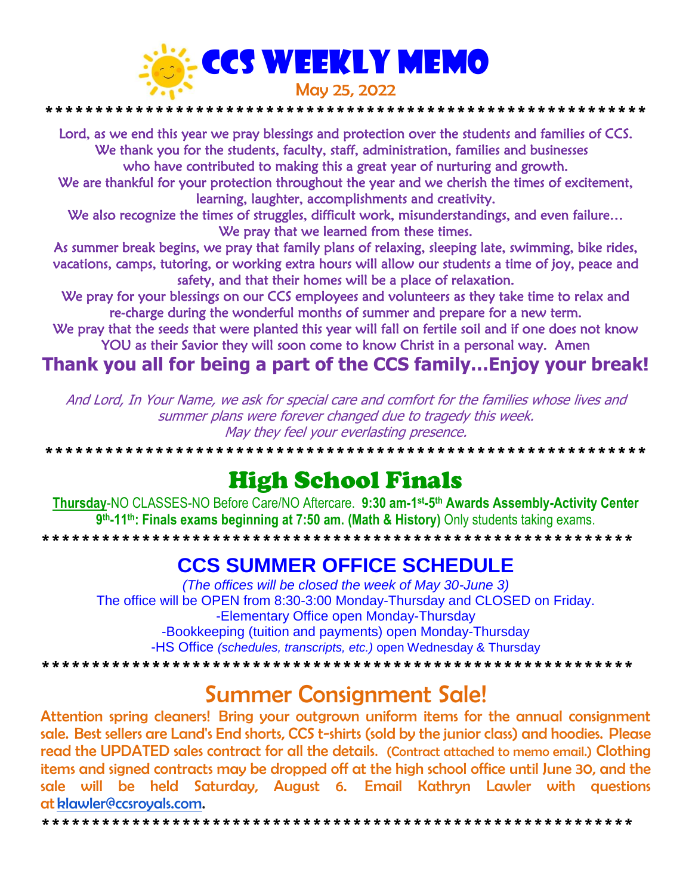# CCS WEEKLY MEMO

May 25, 2022

\*\*\*\*\*\*\*\*\*\*\*\*\*\*\*\*\*\*\*\*\*\*\*\*\*\*\*\*\*\*\*\*\*\*\*\*\*\*\*\*\*\*\*\*\*\*\*\*\*\*\*\*\*\*\*\*\*\*\*

Lord, as we end this year we pray blessings and protection over the students and families of CCS.
We thank you for the students, faculty, staff, administration, families and businesses
who have contributed to making this a great year of nurturing and growth.
We are thankful for your protection throughout the year and we cherish the times of excitement, learning, laughter, accomplishments and creativity.
We also recognize the times of struggles, difficult work, misunderstandings, and even failure… We pray that we learned from these times.
As summer break begins, we pray that family plans of relaxing, sleeping late, swimming, bike rides, vacations, camps, tutoring, or working extra hours will allow our students a time of joy, peace and safety, and that their homes will be a place of relaxation.
We pray for your blessings on our CCS employees and volunteers as they take time to relax and re-charge during the wonderful months of summer and prepare for a new term.
We pray that the seeds that were planted this year will fall on fertile soil and if one does not know YOU as their Savior they will soon come to know Christ in a personal way. Amen

**Thank you all for being a part of the CCS family…Enjoy your break!**

*And Lord, In Your Name, we ask for special care and comfort for the families whose lives and summer plans were forever changed due to tragedy this week. May they feel your everlasting presence.*

\*\*\*\*\*\*\*\*\*\*\*\*\*\*\*\*\*\*\*\*\*\*\*\*\*\*\*\*\*\*\*\*\*\*\*\*\*\*\*\*\*\*\*\*\*\*\*\*\*\*\*\*\*\*\*\*\*\*\*

## High School Finals

**Thursday**-NO CLASSES-NO Before Care/NO Aftercare. **9:30 am-1st-5th Awards Assembly-Activity Center**
**9th-11th: Finals exams beginning at 7:50 am. (Math & History)** Only students taking exams.

\*\*\*\*\*\*\*\*\*\*\*\*\*\*\*\*\*\*\*\*\*\*\*\*\*\*\*\*\*\*\*\*\*\*\*\*\*\*\*\*\*\*\*\*\*\*\*\*\*\*\*\*\*\*\*\*\*\*\*

## CCS SUMMER OFFICE SCHEDULE

*(The offices will be closed the week of May 30-June 3)*

The office will be OPEN from 8:30-3:00 Monday-Thursday and CLOSED on Friday.

-Elementary Office open Monday-Thursday
-Bookkeeping (tuition and payments) open Monday-Thursday
-HS Office *(schedules, transcripts, etc.)* open Wednesday & Thursday

\*\*\*\*\*\*\*\*\*\*\*\*\*\*\*\*\*\*\*\*\*\*\*\*\*\*\*\*\*\*\*\*\*\*\*\*\*\*\*\*\*\*\*\*\*\*\*\*\*\*\*\*\*\*\*\*\*\*\*

## Summer Consignment Sale!

Attention spring cleaners! Bring your outgrown uniform items for the annual consignment sale. Best sellers are Land's End shorts, CCS t-shirts (sold by the junior class) and hoodies. Please read the UPDATED sales contract for all the details. (Contract attached to memo email.) Clothing items and signed contracts may be dropped off at the high school office until June 30, and the sale will be held Saturday, August 6. Email Kathryn Lawler with questions at klawler@ccsroyals.com.

\*\*\*\*\*\*\*\*\*\*\*\*\*\*\*\*\*\*\*\*\*\*\*\*\*\*\*\*\*\*\*\*\*\*\*\*\*\*\*\*\*\*\*\*\*\*\*\*\*\*\*\*\*\*\*\*\*\*\*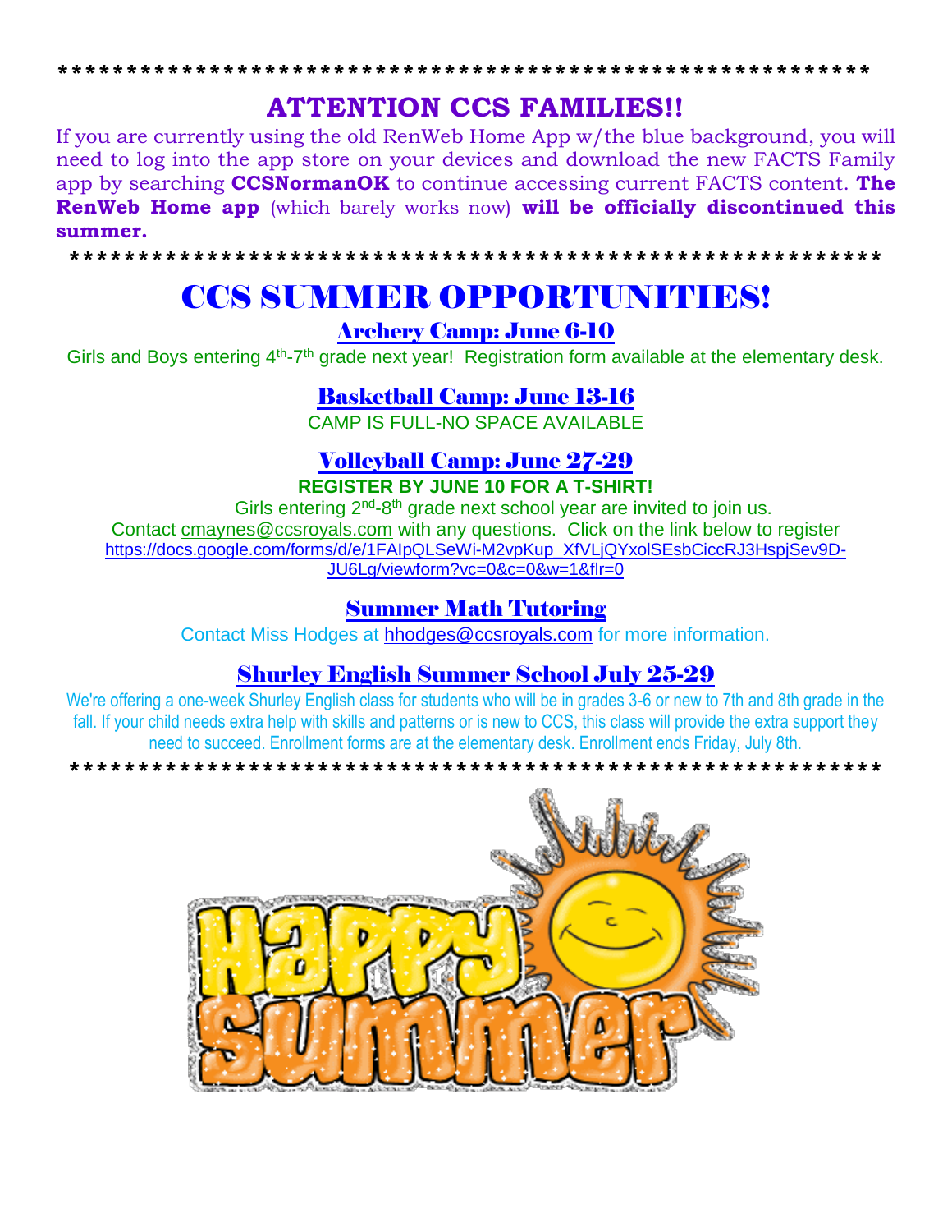*********************************************************

## ATTENTION CCS FAMILIES!!

If you are currently using the old RenWeb Home App w/the blue background, you will need to log into the app store on your devices and download the new FACTS Family app by searching **CCSNormanOK** to continue accessing current FACTS content. **The RenWeb Home app** (which barely works now) **will be officially discontinued this summer.**

*********************************************************

# CCS SUMMER OPPORTUNITIES!

### Archery Camp: June 6-10

Girls and Boys entering 4th-7th grade next year! Registration form available at the elementary desk.

### Basketball Camp: June 13-16

CAMP IS FULL-NO SPACE AVAILABLE

### Volleyball Camp: June 27-29

**REGISTER BY JUNE 10 FOR A T-SHIRT!**

Girls entering 2nd-8th grade next school year are invited to join us.

Contact cmaynes@ccsroyals.com with any questions. Click on the link below to register
https://docs.google.com/forms/d/e/1FAIpQLSeWi-M2vpKup_XfVLjQYxolSEsbCiccRJ3HspjSev9D-JU6Lg/viewform?vc=0&c=0&w=1&flr=0

### Summer Math Tutoring

Contact Miss Hodges at hhodges@ccsroyals.com for more information.

### Shurley English Summer School July 25-29

We're offering a one-week Shurley English class for students who will be in grades 3-6 or new to 7th and 8th grade in the fall. If your child needs extra help with skills and patterns or is new to CCS, this class will provide the extra support they need to succeed. Enrollment forms are at the elementary desk. Enrollment ends Friday, July 8th.

*********************************************************